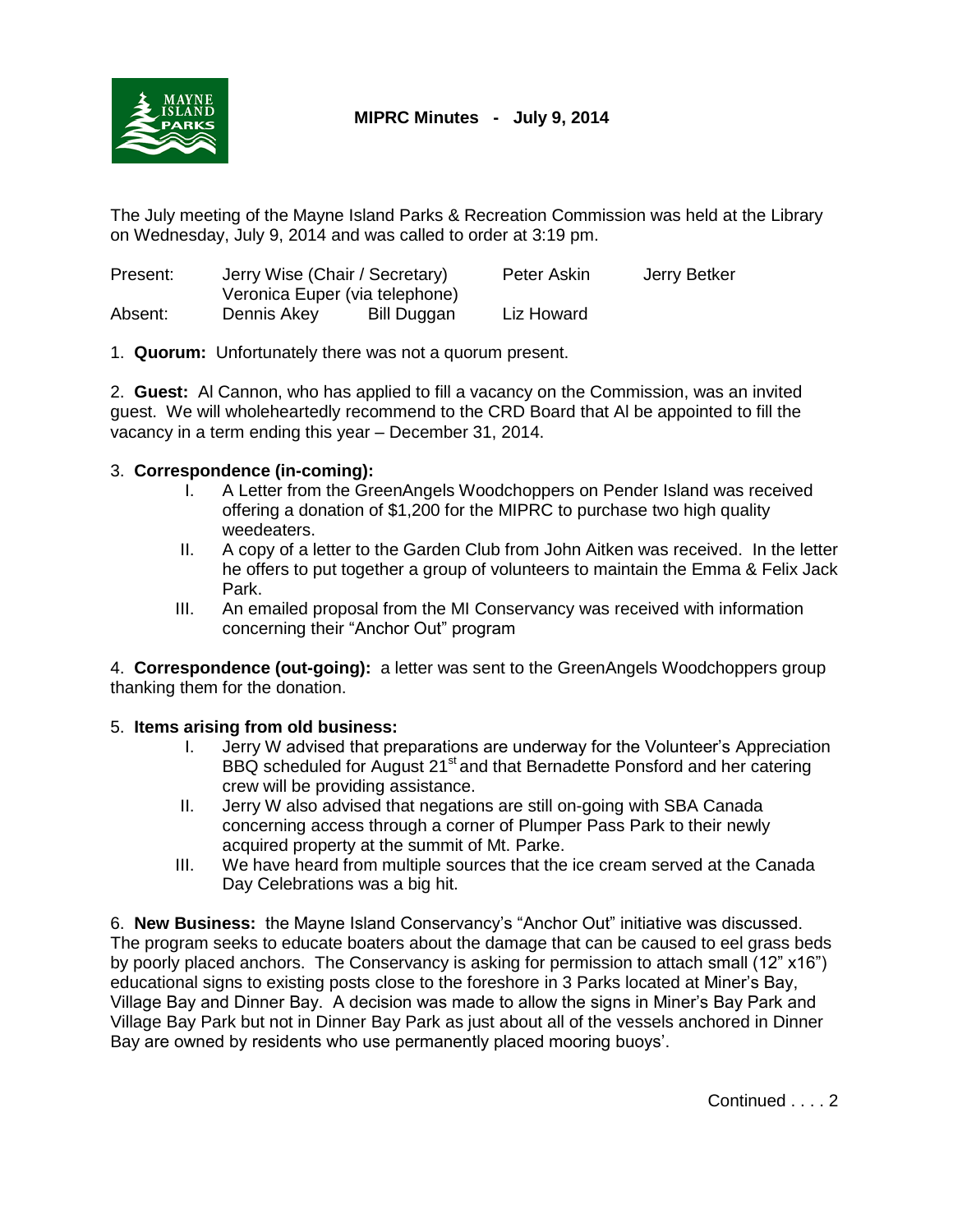# MIPRC Minutes - July 9, 2014

The July meeting of the Mayne Island Parks & Recreation Commission was held at the Library on Wednesday, July 9, 2014 and was called to order at 3:19 pm.

| | | | |
|---|---|---|---|
| Present: | Jerry Wise (Chair / Secretary) | Peter Askin | Jerry Betker |
| | Veronica Euper (via telephone) | | |
| Absent: | Dennis Akey &nbsp;&nbsp; Bill Duggan | Liz Howard | |

1. **Quorum:** Unfortunately there was not a quorum present.

2. **Guest:** Al Cannon, who has applied to fill a vacancy on the Commission, was an invited guest. We will wholeheartedly recommend to the CRD Board that Al be appointed to fill the vacancy in a term ending this year – December 31, 2014.

3. **Correspondence (in-coming):**
   - I. A Letter from the GreenAngels Woodchoppers on Pender Island was received offering a donation of $1,200 for the MIPRC to purchase two high quality weedeaters.
   - II. A copy of a letter to the Garden Club from John Aitken was received. In the letter he offers to put together a group of volunteers to maintain the Emma & Felix Jack Park.
   - III. An emailed proposal from the MI Conservancy was received with information concerning their "Anchor Out" program

4. **Correspondence (out-going):** a letter was sent to the GreenAngels Woodchoppers group thanking them for the donation.

5. **Items arising from old business:**
   - I. Jerry W advised that preparations are underway for the Volunteer's Appreciation BBQ scheduled for August 21st and that Bernadette Ponsford and her catering crew will be providing assistance.
   - II. Jerry W also advised that negations are still on-going with SBA Canada concerning access through a corner of Plumper Pass Park to their newly acquired property at the summit of Mt. Parke.
   - III. We have heard from multiple sources that the ice cream served at the Canada Day Celebrations was a big hit.

6. **New Business:** the Mayne Island Conservancy's "Anchor Out" initiative was discussed. The program seeks to educate boaters about the damage that can be caused to eel grass beds by poorly placed anchors. The Conservancy is asking for permission to attach small (12" x16") educational signs to existing posts close to the foreshore in 3 Parks located at Miner's Bay, Village Bay and Dinner Bay. A decision was made to allow the signs in Miner's Bay Park and Village Bay Park but not in Dinner Bay Park as just about all of the vessels anchored in Dinner Bay are owned by residents who use permanently placed mooring buoys'.

Continued . . . . 2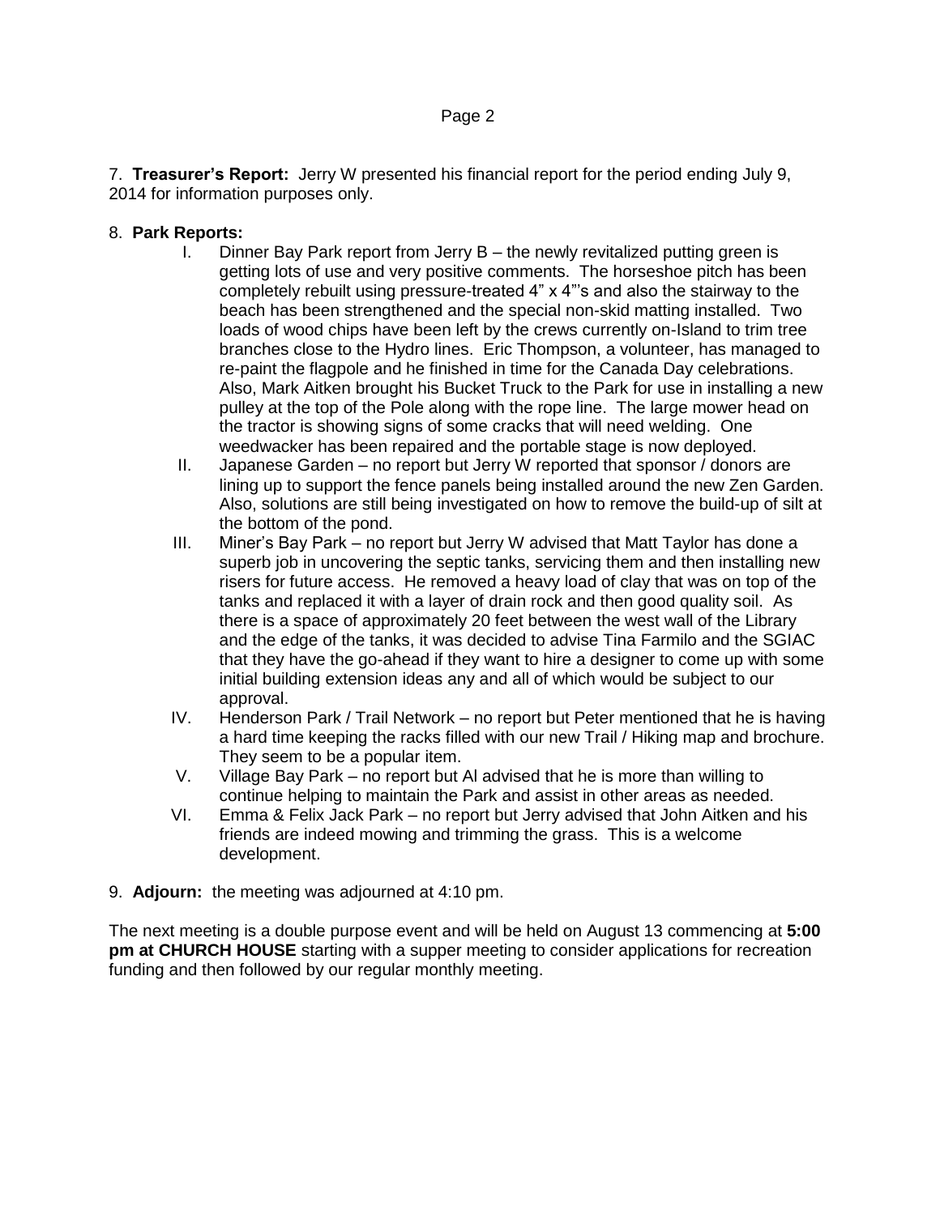7. **Treasurer's Report:** Jerry W presented his financial report for the period ending July 9, 2014 for information purposes only.

8. **Park Reports:**

   I. Dinner Bay Park report from Jerry B – the newly revitalized putting green is getting lots of use and very positive comments. The horseshoe pitch has been completely rebuilt using pressure-treated 4" x 4"'s and also the stairway to the beach has been strengthened and the special non-skid matting installed. Two loads of wood chips have been left by the crews currently on-Island to trim tree branches close to the Hydro lines. Eric Thompson, a volunteer, has managed to re-paint the flagpole and he finished in time for the Canada Day celebrations. Also, Mark Aitken brought his Bucket Truck to the Park for use in installing a new pulley at the top of the Pole along with the rope line. The large mower head on the tractor is showing signs of some cracks that will need welding. One weedwacker has been repaired and the portable stage is now deployed.

   II. Japanese Garden – no report but Jerry W reported that sponsor / donors are lining up to support the fence panels being installed around the new Zen Garden. Also, solutions are still being investigated on how to remove the build-up of silt at the bottom of the pond.

   III. Miner's Bay Park – no report but Jerry W advised that Matt Taylor has done a superb job in uncovering the septic tanks, servicing them and then installing new risers for future access. He removed a heavy load of clay that was on top of the tanks and replaced it with a layer of drain rock and then good quality soil. As there is a space of approximately 20 feet between the west wall of the Library and the edge of the tanks, it was decided to advise Tina Farmilo and the SGIAC that they have the go-ahead if they want to hire a designer to come up with some initial building extension ideas any and all of which would be subject to our approval.

   IV. Henderson Park / Trail Network – no report but Peter mentioned that he is having a hard time keeping the racks filled with our new Trail / Hiking map and brochure. They seem to be a popular item.

   V. Village Bay Park – no report but Al advised that he is more than willing to continue helping to maintain the Park and assist in other areas as needed.

   VI. Emma & Felix Jack Park – no report but Jerry advised that John Aitken and his friends are indeed mowing and trimming the grass. This is a welcome development.

9. **Adjourn:** the meeting was adjourned at 4:10 pm.

The next meeting is a double purpose event and will be held on August 13 commencing at **5:00 pm at CHURCH HOUSE** starting with a supper meeting to consider applications for recreation funding and then followed by our regular monthly meeting.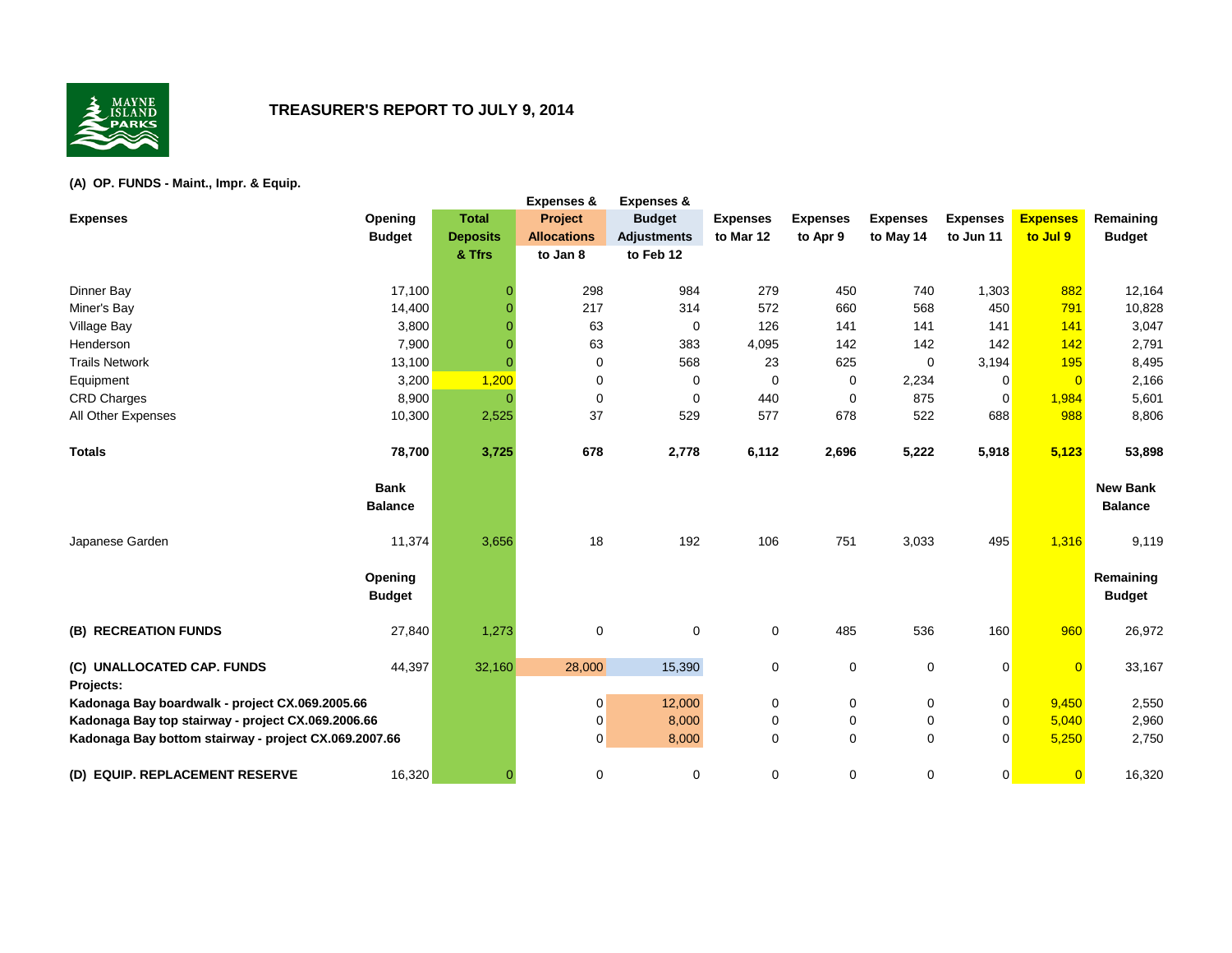# TREASURER'S REPORT TO JULY 9, 2014

**(A) OP. FUNDS - Maint., Impr. & Equip.**

| **Expenses** | **Opening Budget** | **Total Deposits & Tfrs** | **Expenses & Project Allocations to Jan 8** | **Expenses & Budget Adjustments to Feb 12** | **Expenses to Mar 12** | **Expenses to Apr 9** | **Expenses to May 14** | **Expenses to Jun 11** | **Expenses to Jul 9** | **Remaining Budget** |
|---|---|---|---|---|---|---|---|---|---|---|
| Dinner Bay | 17,100 | 0 | 298 | 984 | 279 | 450 | 740 | 1,303 | 882 | 12,164 |
| Miner's Bay | 14,400 | 0 | 217 | 314 | 572 | 660 | 568 | 450 | 791 | 10,828 |
| Village Bay | 3,800 | 0 | 63 | 0 | 126 | 141 | 141 | 141 | 141 | 3,047 |
| Henderson | 7,900 | 0 | 63 | 383 | 4,095 | 142 | 142 | 142 | 142 | 2,791 |
| Trails Network | 13,100 | 0 | 0 | 568 | 23 | 625 | 0 | 3,194 | 195 | 8,495 |
| Equipment | 3,200 | 1,200 | 0 | 0 | 0 | 0 | 2,234 | 0 | 0 | 2,166 |
| CRD Charges | 8,900 | 0 | 0 | 0 | 440 | 0 | 875 | 0 | 1,984 | 5,601 |
| All Other Expenses | 10,300 | 2,525 | 37 | 529 | 577 | 678 | 522 | 688 | 988 | 8,806 |
| **Totals** | **78,700** | **3,725** | **678** | **2,778** | **6,112** | **2,696** | **5,222** | **5,918** | **5,123** | **53,898** |
| | **Bank Balance** | | | | | | | | | **New Bank Balance** |
| Japanese Garden | 11,374 | 3,656 | 18 | 192 | 106 | 751 | 3,033 | 495 | 1,316 | 9,119 |
| | **Opening Budget** | | | | | | | | | **Remaining Budget** |
| **(B) RECREATION FUNDS** | 27,840 | 1,273 | 0 | 0 | 0 | 485 | 536 | 160 | 960 | 26,972 |
| **(C) UNALLOCATED CAP. FUNDS** | 44,397 | 32,160 | 28,000 | 15,390 | 0 | 0 | 0 | 0 | 0 | 33,167 |
| **Projects:** | | | | | | | | | | |
| **Kadonaga Bay boardwalk - project CX.069.2005.66** | | | 0 | 12,000 | 0 | 0 | 0 | 0 | 9,450 | 2,550 |
| **Kadonaga Bay top stairway - project CX.069.2006.66** | | | 0 | 8,000 | 0 | 0 | 0 | 0 | 5,040 | 2,960 |
| **Kadonaga Bay bottom stairway - project CX.069.2007.66** | | | 0 | 8,000 | 0 | 0 | 0 | 0 | 5,250 | 2,750 |
| **(D) EQUIP. REPLACEMENT RESERVE** | 16,320 | 0 | 0 | 0 | 0 | 0 | 0 | 0 | 0 | 16,320 |